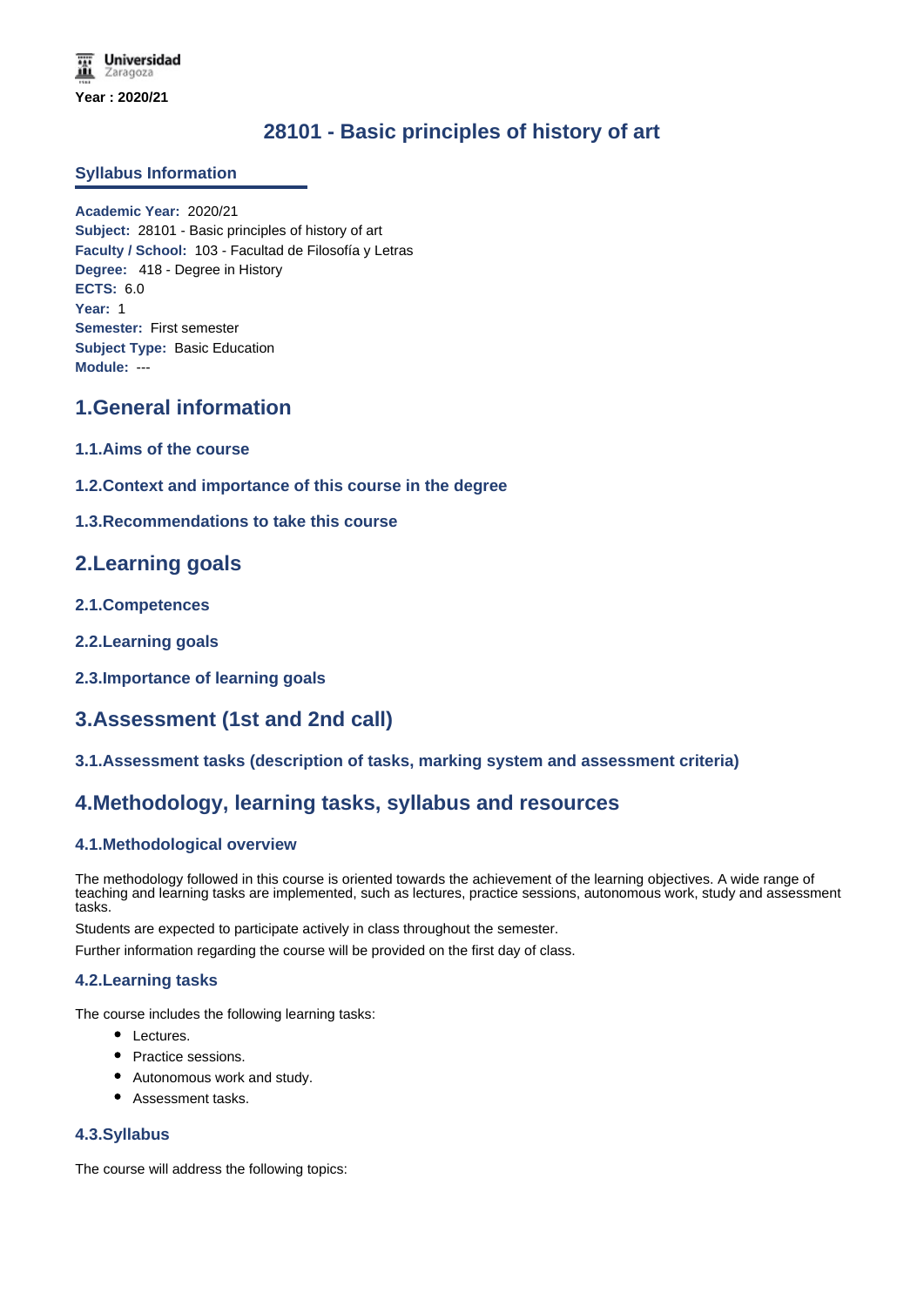Universidad Zaragoza

**Year : 2020/21**

# 28101 - Basic principles of history of art

## Syllabus Information

**Academic Year:** 2020/21
**Subject:** 28101 - Basic principles of history of art
**Faculty / School:** 103 - Facultad de Filosofía y Letras
**Degree:** 418 - Degree in History
**ECTS:** 6.0
**Year:** 1
**Semester:** First semester
**Subject Type:** Basic Education
**Module:** ---

## 1.General information

### 1.1.Aims of the course

### 1.2.Context and importance of this course in the degree

### 1.3.Recommendations to take this course

## 2.Learning goals

### 2.1.Competences

### 2.2.Learning goals

### 2.3.Importance of learning goals

## 3.Assessment (1st and 2nd call)

### 3.1.Assessment tasks (description of tasks, marking system and assessment criteria)

## 4.Methodology, learning tasks, syllabus and resources

### 4.1.Methodological overview

The methodology followed in this course is oriented towards the achievement of the learning objectives. A wide range of teaching and learning tasks are implemented, such as lectures, practice sessions, autonomous work, study and assessment tasks.

Students are expected to participate actively in class throughout the semester.

Further information regarding the course will be provided on the first day of class.

### 4.2.Learning tasks

The course includes the following learning tasks:

- Lectures.
- Practice sessions.
- Autonomous work and study.
- Assessment tasks.

### 4.3.Syllabus

The course will address the following topics: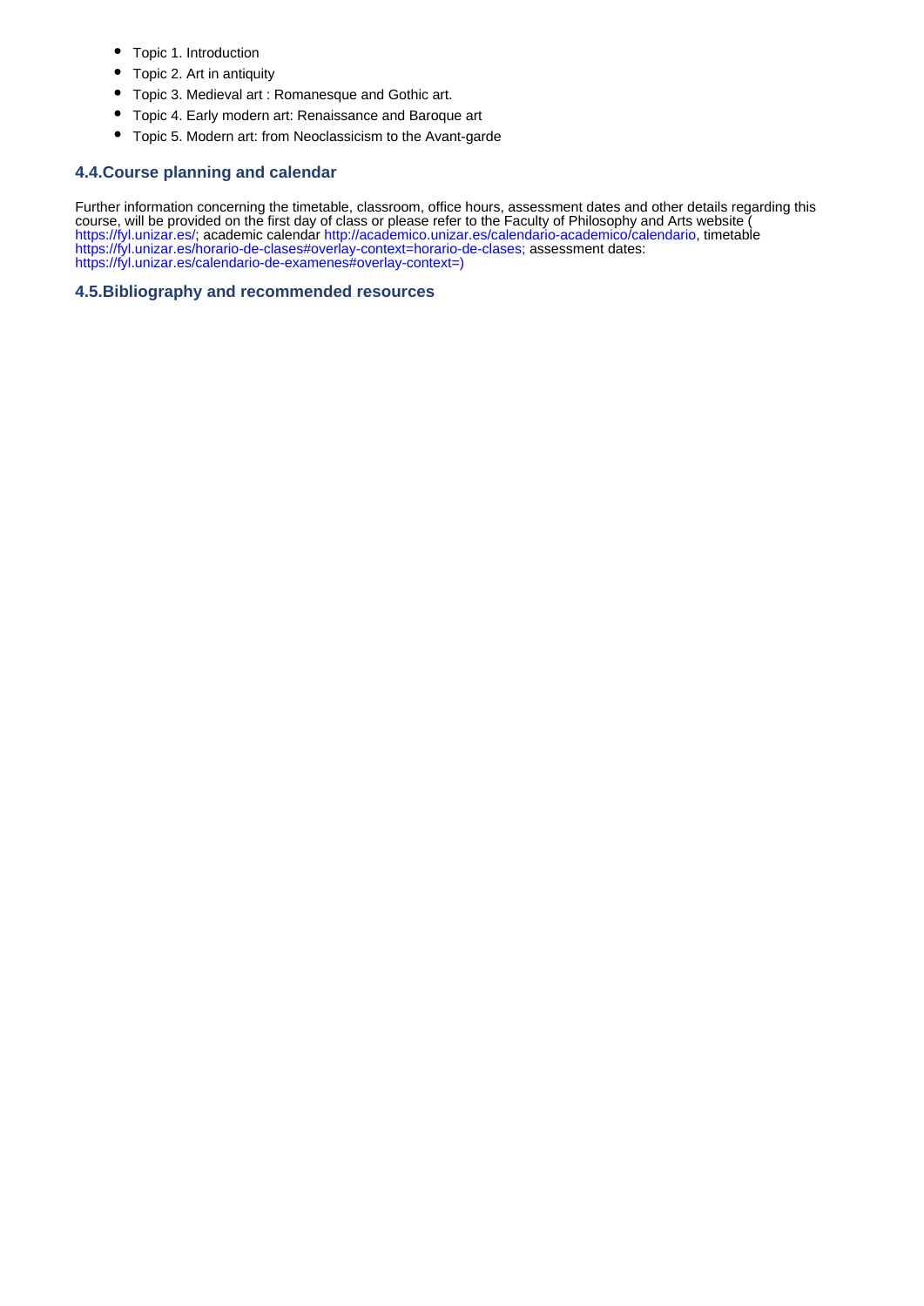- Topic 1. Introduction
- Topic 2. Art in antiquity
- Topic 3. Medieval art : Romanesque and Gothic art.
- Topic 4. Early modern art: Renaissance and Baroque art
- Topic 5. Modern art: from Neoclassicism to the Avant-garde

### 4.4.Course planning and calendar

Further information concerning the timetable, classroom, office hours, assessment dates and other details regarding this course, will be provided on the first day of class or please refer to the Faculty of Philosophy and Arts website ( https://fyl.unizar.es/; academic calendar http://academico.unizar.es/calendario-academico/calendario, timetable https://fyl.unizar.es/horario-de-clases#overlay-context=horario-de-clases; assessment dates: https://fyl.unizar.es/calendario-de-examenes#overlay-context=)

### 4.5.Bibliography and recommended resources